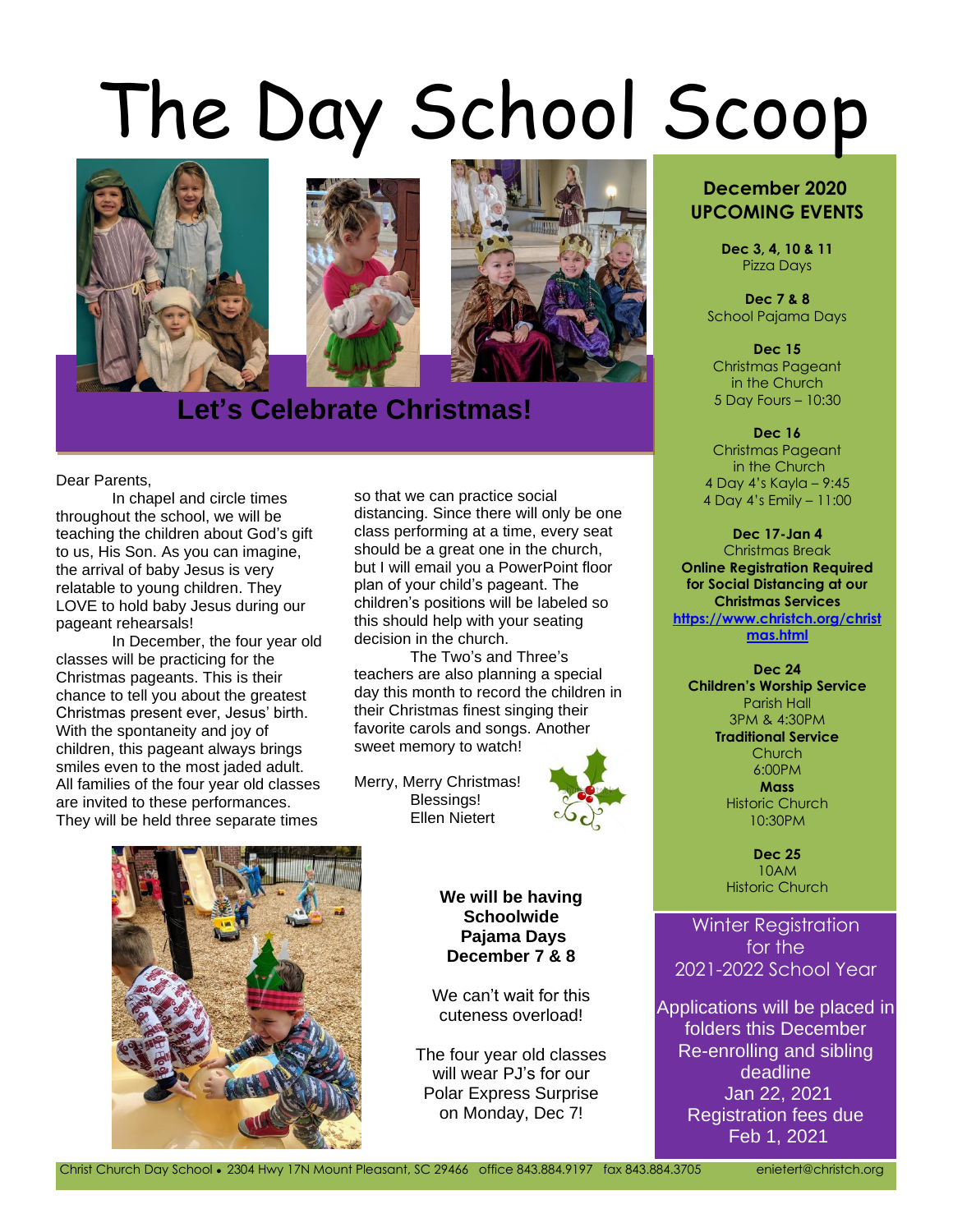# The Day School Scoop

## Let's Celebrate Christmas!

Dear Parents,

In chapel and circle times throughout the school, we will be teaching the children about God's gift to us, His Son. As you can imagine, the arrival of baby Jesus is very relatable to young children. They LOVE to hold baby Jesus during our pageant rehearsals!

In December, the four year old classes will be practicing for the Christmas pageants. This is their chance to tell you about the greatest Christmas present ever, Jesus' birth. With the spontaneity and joy of children, this pageant always brings smiles even to the most jaded adult. All families of the four year old classes are invited to these performances. They will be held three separate times so that we can practice social distancing. Since there will only be one class performing at a time, every seat should be a great one in the church, but I will email you a PowerPoint floor plan of your child's pageant. The children's positions will be labeled so this should help with your seating decision in the church.

The Two's and Three's teachers are also planning a special day this month to record the children in their Christmas finest singing their favorite carols and songs. Another sweet memory to watch!

Merry, Merry Christmas!
Blessings!
Ellen Nietert

**We will be having Schoolwide Pajama Days December 7 & 8**

We can't wait for this cuteness overload!

The four year old classes will wear PJ's for our Polar Express Surprise on Monday, Dec 7!

### December 2020 UPCOMING EVENTS

**Dec 3, 4, 10 & 11**
Pizza Days

**Dec 7 & 8**
School Pajama Days

**Dec 15**
Christmas Pageant in the Church
5 Day Fours – 10:30

**Dec 16**
Christmas Pageant in the Church
4 Day 4's Kayla – 9:45
4 Day 4's Emily – 11:00

**Dec 17-Jan 4**
Christmas Break

**Online Registration Required for Social Distancing at our Christmas Services**
https://www.christch.org/christmas.html

**Dec 24**
**Children's Worship Service**
Parish Hall
3PM & 4:30PM
**Traditional Service**
Church
6:00PM
**Mass**
Historic Church
10:30PM

**Dec 25**
10AM
Historic Church

### Winter Registration for the 2021-2022 School Year

Applications will be placed in folders this December
Re-enrolling and sibling deadline
Jan 22, 2021
Registration fees due
Feb 1, 2021

Christ Church Day School • 2304 Hwy 17N Mount Pleasant, SC 29466 office 843.884.9197 fax 843.884.3705 enietert@christch.org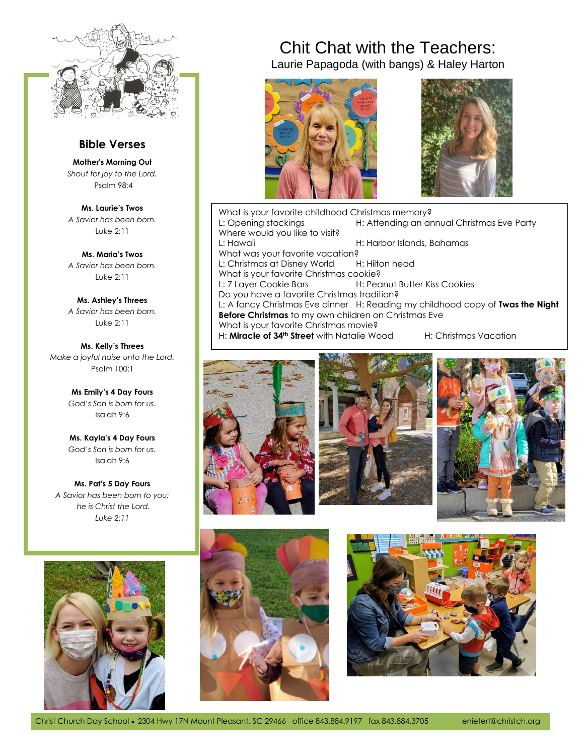## Bible Verses

**Mother's Morning Out**
*Shout for joy to the Lord.*
Psalm 98:4

**Ms. Laurie's Twos**
*A Savior has been born.*
Luke 2:11

**Ms. Maria's Twos**
*A Savior has been born.*
Luke 2:11

**Ms. Ashley's Threes**
*A Savior has been born.*
Luke 2:11

**Ms. Kelly's Threes**
*Make a joyful noise unto the Lord.*
Psalm 100:1

**Ms Emily's 4 Day Fours**
*God's Son is born for us.*
Isaiah 9:6

**Ms. Kayla's 4 Day Fours**
*God's Son is born for us.*
Isaiah 9:6

**Ms. Pat's 5 Day Fours**
*A Savior has been born to you; he is Christ the Lord.*
*Luke 2:11*

# Chit Chat with the Teachers:

Laurie Papagoda (with bangs) & Haley Harton

What is your favorite childhood Christmas memory?
L: Opening stockings H: Attending an annual Christmas Eve Party
Where would you like to visit?
L: Hawaii H: Harbor Islands, Bahamas
What was your favorite vacation?
L: Christmas at Disney World H: Hilton head
What is your favorite Christmas cookie?
L: 7 Layer Cookie Bars H: Peanut Butter Kiss Cookies
Do you have a favorite Christmas tradition?
L: A fancy Christmas Eve dinner H: Reading my childhood copy of **Twas the Night Before Christmas** to my own children on Christmas Eve
What is your favorite Christmas movie?
H: **Miracle of 34th Street** with Natalie Wood H: Christmas Vacation

Christ Church Day School • 2304 Hwy 17N Mount Pleasant, SC 29466 office 843.884.9197 fax 843.884.3705 enietert@christch.org